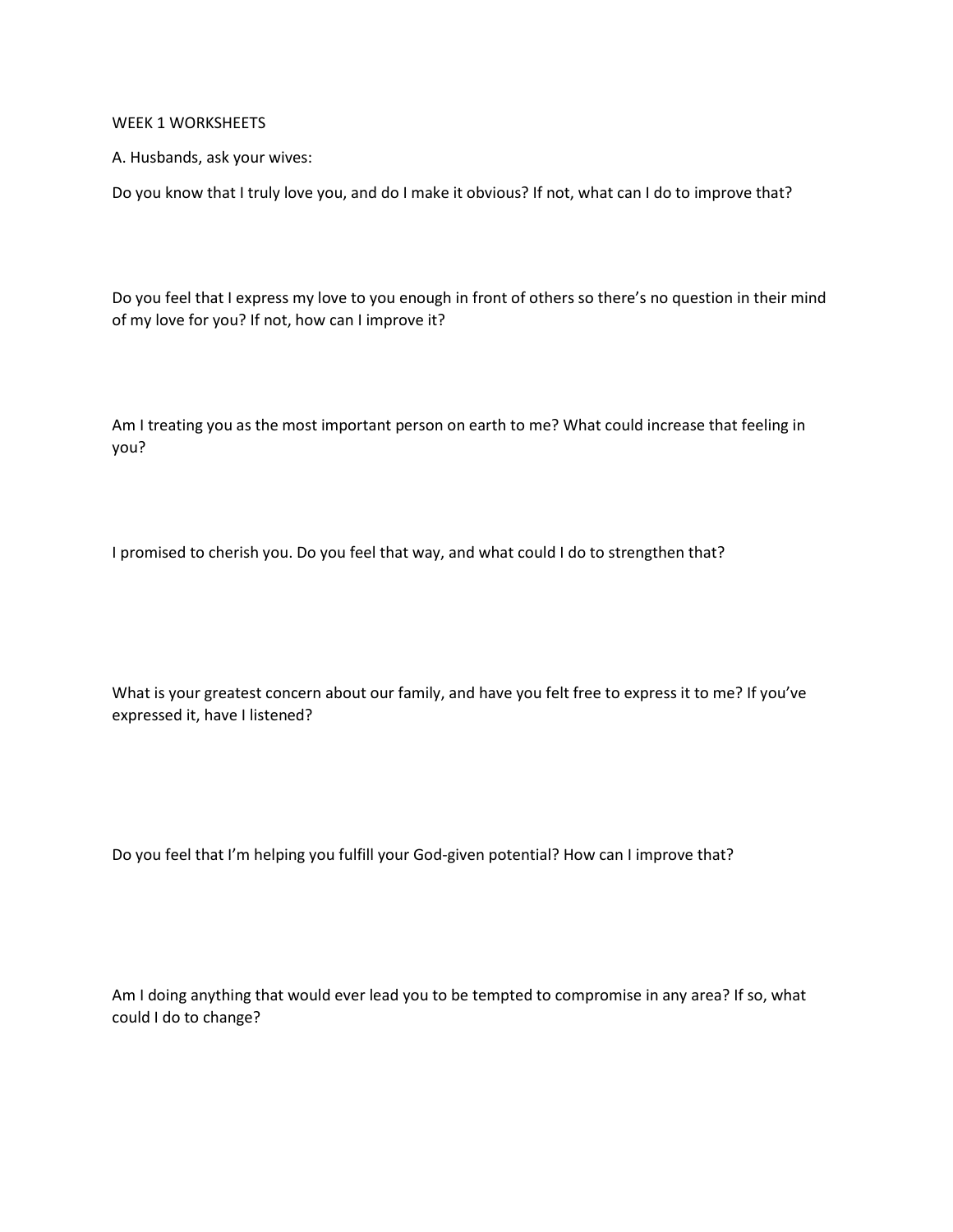# WEEK 1 WORKSHEETS

A. Husbands, ask your wives:

Do you know that I truly love you, and do I make it obvious? If not, what can I do to improve that?

Do you feel that I express my love to you enough in front of others so there's no question in their mind of my love for you? If not, how can I improve it?

Am I treating you as the most important person on earth to me? What could increase that feeling in you?

I promised to cherish you. Do you feel that way, and what could I do to strengthen that?

What is your greatest concern about our family, and have you felt free to express it to me? If you've expressed it, have I listened?

Do you feel that I'm helping you fulfill your God-given potential? How can I improve that?

Am I doing anything that would ever lead you to be tempted to compromise in any area? If so, what could I do to change?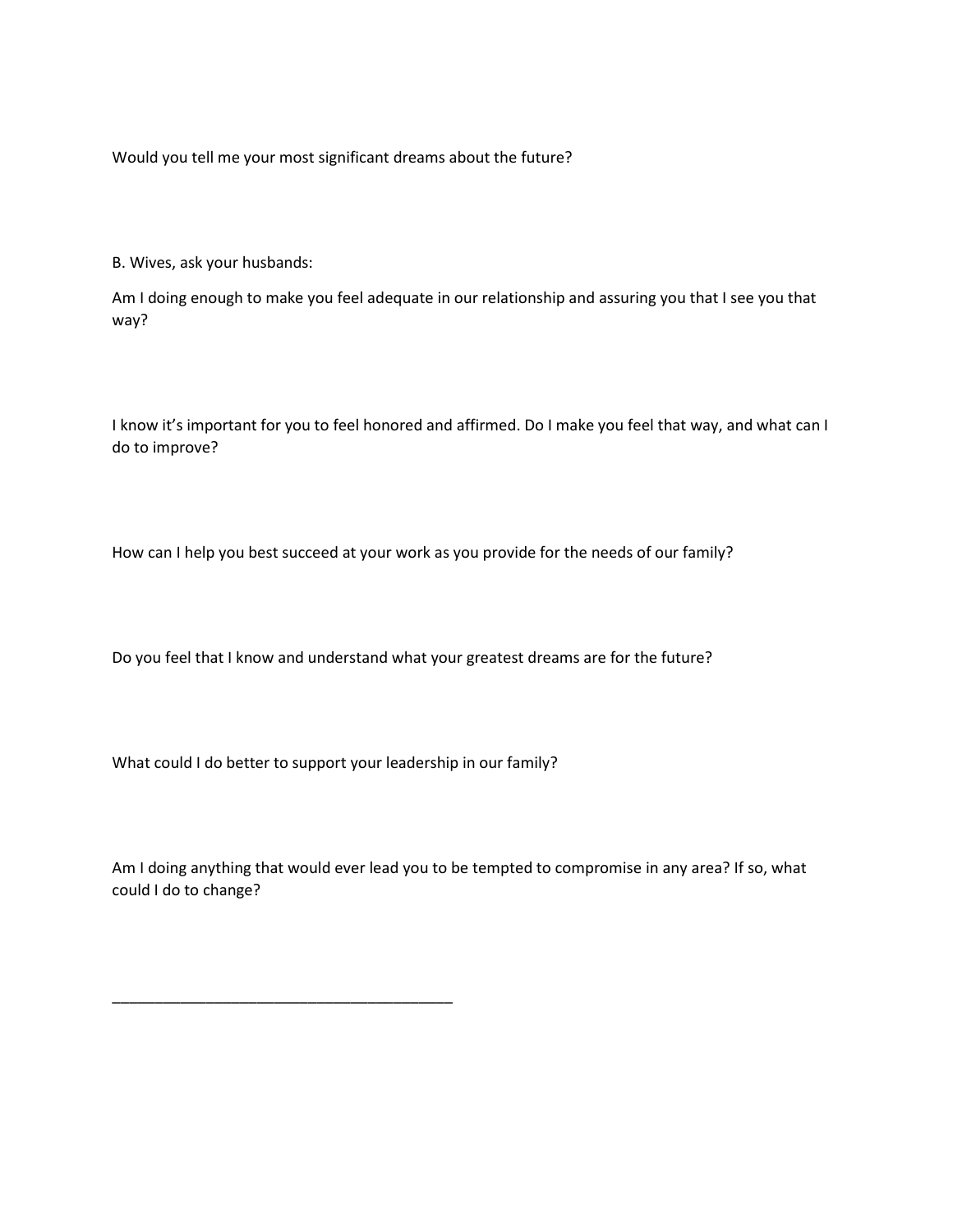Would you tell me your most significant dreams about the future?

B. Wives, ask your husbands:

Am I doing enough to make you feel adequate in our relationship and assuring you that I see you that way?

I know it's important for you to feel honored and affirmed. Do I make you feel that way, and what can I do to improve?

How can I help you best succeed at your work as you provide for the needs of our family?

Do you feel that I know and understand what your greatest dreams are for the future?

What could I do better to support your leadership in our family?

Am I doing anything that would ever lead you to be tempted to compromise in any area? If so, what could I do to change?

________________________________________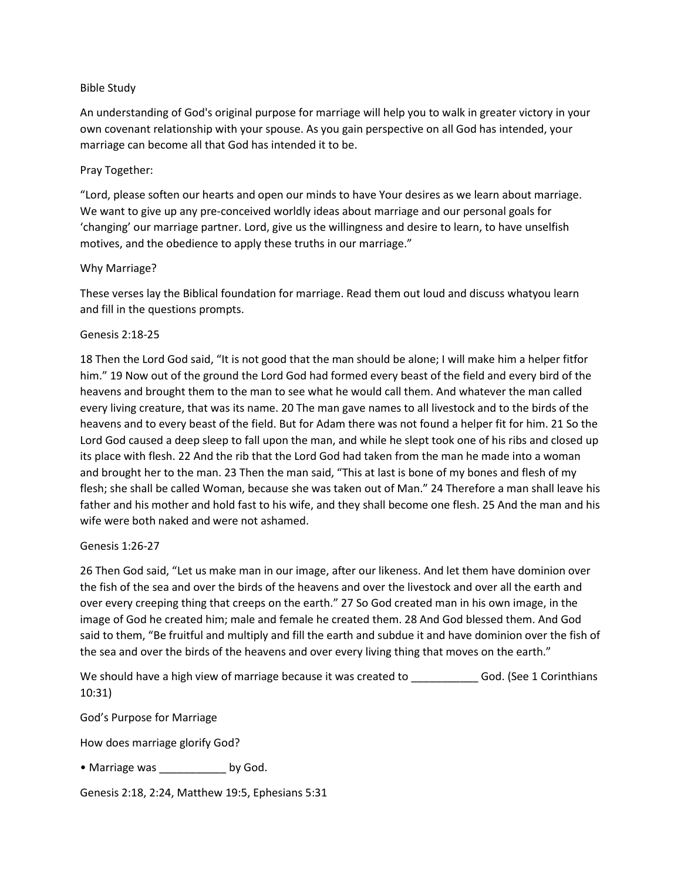Bible Study

An understanding of God's original purpose for marriage will help you to walk in greater victory in your own covenant relationship with your spouse. As you gain perspective on all God has intended, your marriage can become all that God has intended it to be.

Pray Together:

"Lord, please soften our hearts and open our minds to have Your desires as we learn about marriage. We want to give up any pre-conceived worldly ideas about marriage and our personal goals for 'changing' our marriage partner. Lord, give us the willingness and desire to learn, to have unselfish motives, and the obedience to apply these truths in our marriage."

Why Marriage?

These verses lay the Biblical foundation for marriage. Read them out loud and discuss whatyou learn and fill in the questions prompts.

Genesis 2:18-25

18 Then the Lord God said, "It is not good that the man should be alone; I will make him a helper fitfor him." 19 Now out of the ground the Lord God had formed every beast of the field and every bird of the heavens and brought them to the man to see what he would call them. And whatever the man called every living creature, that was its name. 20 The man gave names to all livestock and to the birds of the heavens and to every beast of the field. But for Adam there was not found a helper fit for him. 21 So the Lord God caused a deep sleep to fall upon the man, and while he slept took one of his ribs and closed up its place with flesh. 22 And the rib that the Lord God had taken from the man he made into a woman and brought her to the man. 23 Then the man said, "This at last is bone of my bones and flesh of my flesh; she shall be called Woman, because she was taken out of Man." 24 Therefore a man shall leave his father and his mother and hold fast to his wife, and they shall become one flesh. 25 And the man and his wife were both naked and were not ashamed.

Genesis 1:26-27

26 Then God said, "Let us make man in our image, after our likeness. And let them have dominion over the fish of the sea and over the birds of the heavens and over the livestock and over all the earth and over every creeping thing that creeps on the earth." 27 So God created man in his own image, in the image of God he created him; male and female he created them. 28 And God blessed them. And God said to them, "Be fruitful and multiply and fill the earth and subdue it and have dominion over the fish of the sea and over the birds of the heavens and over every living thing that moves on the earth."

We should have a high view of marriage because it was created to ___________ God. (See 1 Corinthians 10:31)

God's Purpose for Marriage

How does marriage glorify God?

- Marriage was ___________ by God.

Genesis 2:18, 2:24, Matthew 19:5, Ephesians 5:31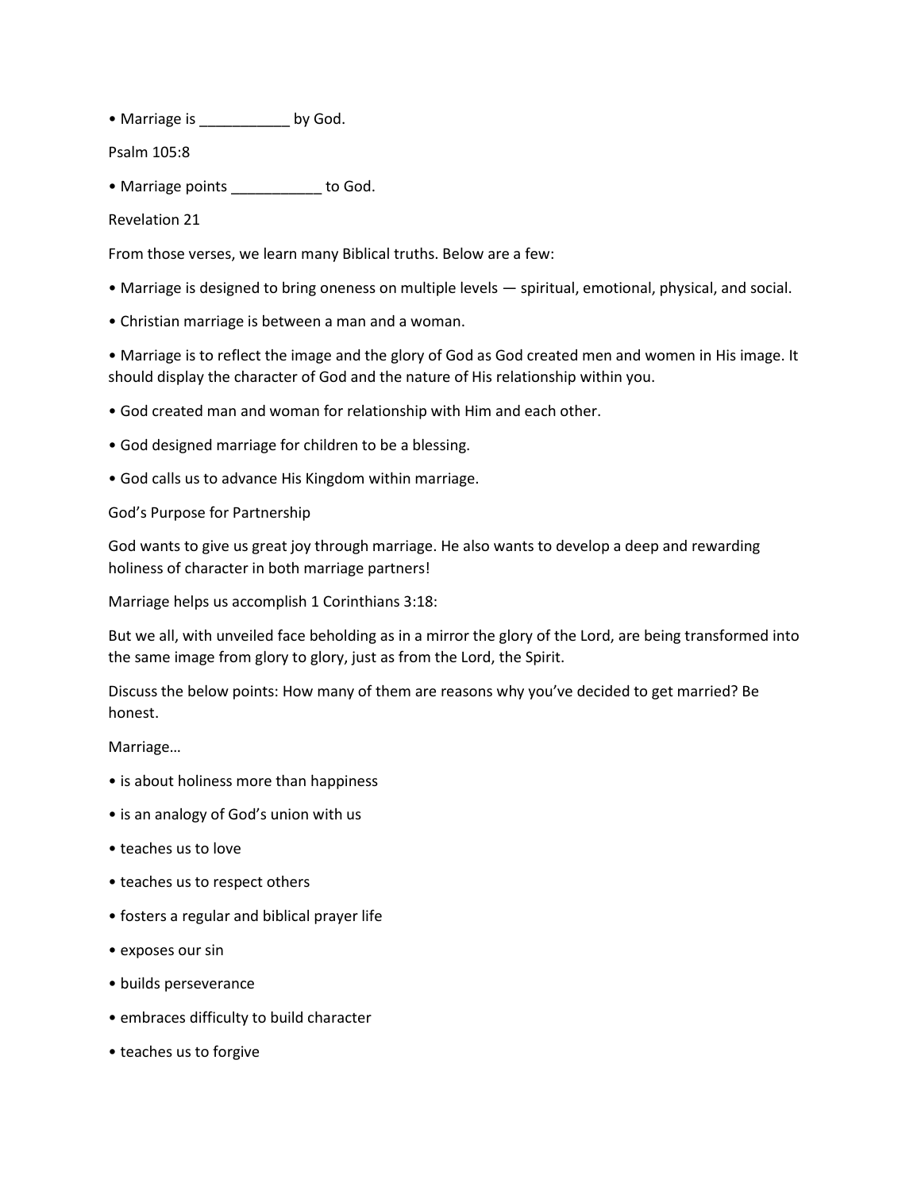- Marriage is ___________ by God.

Psalm 105:8

- Marriage points ___________ to God.

Revelation 21

From those verses, we learn many Biblical truths. Below are a few:

- Marriage is designed to bring oneness on multiple levels — spiritual, emotional, physical, and social.
- Christian marriage is between a man and a woman.
- Marriage is to reflect the image and the glory of God as God created men and women in His image. It should display the character of God and the nature of His relationship within you.
- God created man and woman for relationship with Him and each other.
- God designed marriage for children to be a blessing.
- God calls us to advance His Kingdom within marriage.

God's Purpose for Partnership

God wants to give us great joy through marriage. He also wants to develop a deep and rewarding holiness of character in both marriage partners!

Marriage helps us accomplish 1 Corinthians 3:18:

But we all, with unveiled face beholding as in a mirror the glory of the Lord, are being transformed into the same image from glory to glory, just as from the Lord, the Spirit.

Discuss the below points: How many of them are reasons why you've decided to get married? Be honest.

Marriage…

- is about holiness more than happiness
- is an analogy of God's union with us
- teaches us to love
- teaches us to respect others
- fosters a regular and biblical prayer life
- exposes our sin
- builds perseverance
- embraces difficulty to build character
- teaches us to forgive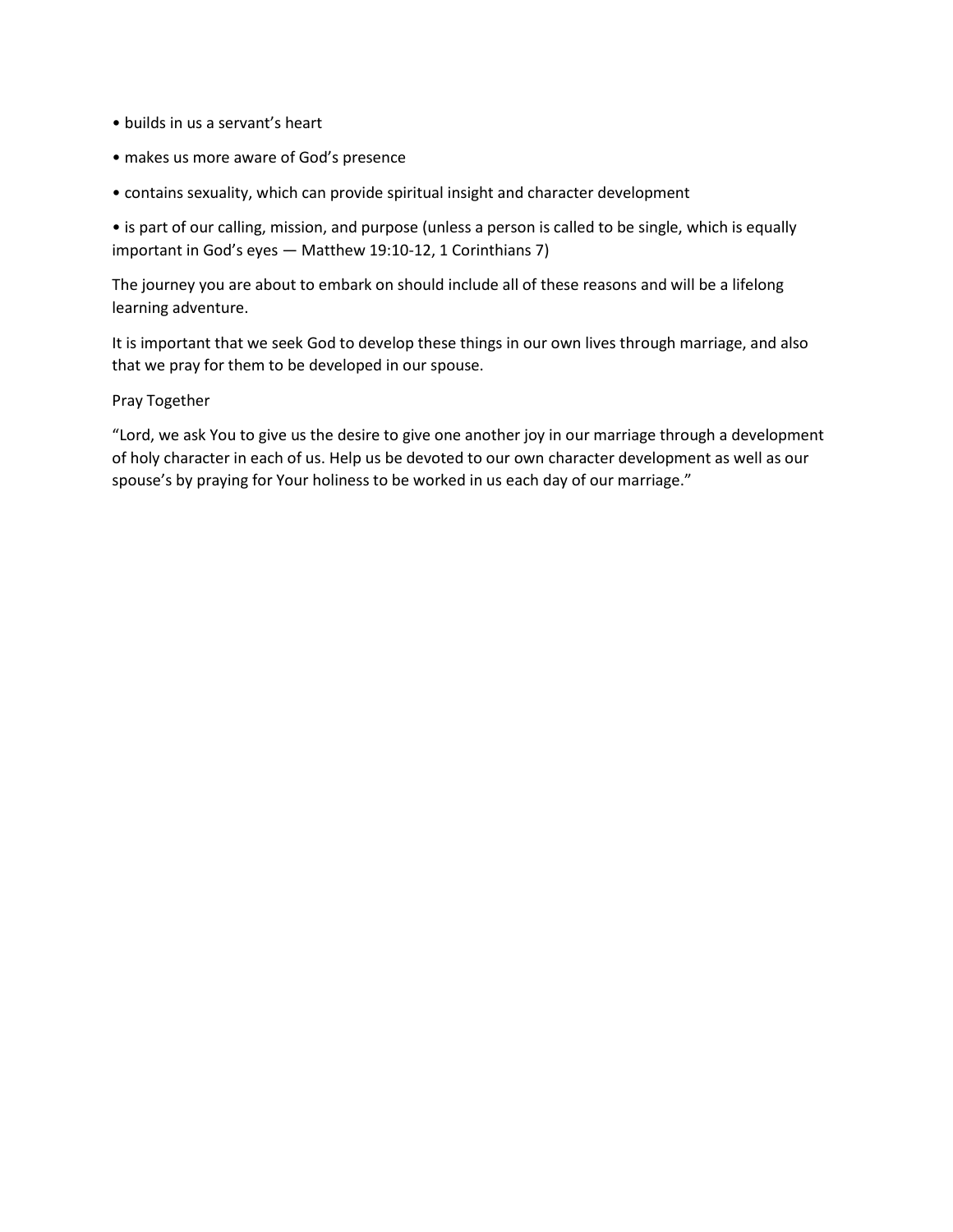- builds in us a servant's heart
- makes us more aware of God's presence
- contains sexuality, which can provide spiritual insight and character development
- is part of our calling, mission, and purpose (unless a person is called to be single, which is equally important in God's eyes — Matthew 19:10-12, 1 Corinthians 7)

The journey you are about to embark on should include all of these reasons and will be a lifelong learning adventure.

It is important that we seek God to develop these things in our own lives through marriage, and also that we pray for them to be developed in our spouse.

Pray Together

"Lord, we ask You to give us the desire to give one another joy in our marriage through a development of holy character in each of us. Help us be devoted to our own character development as well as our spouse's by praying for Your holiness to be worked in us each day of our marriage."